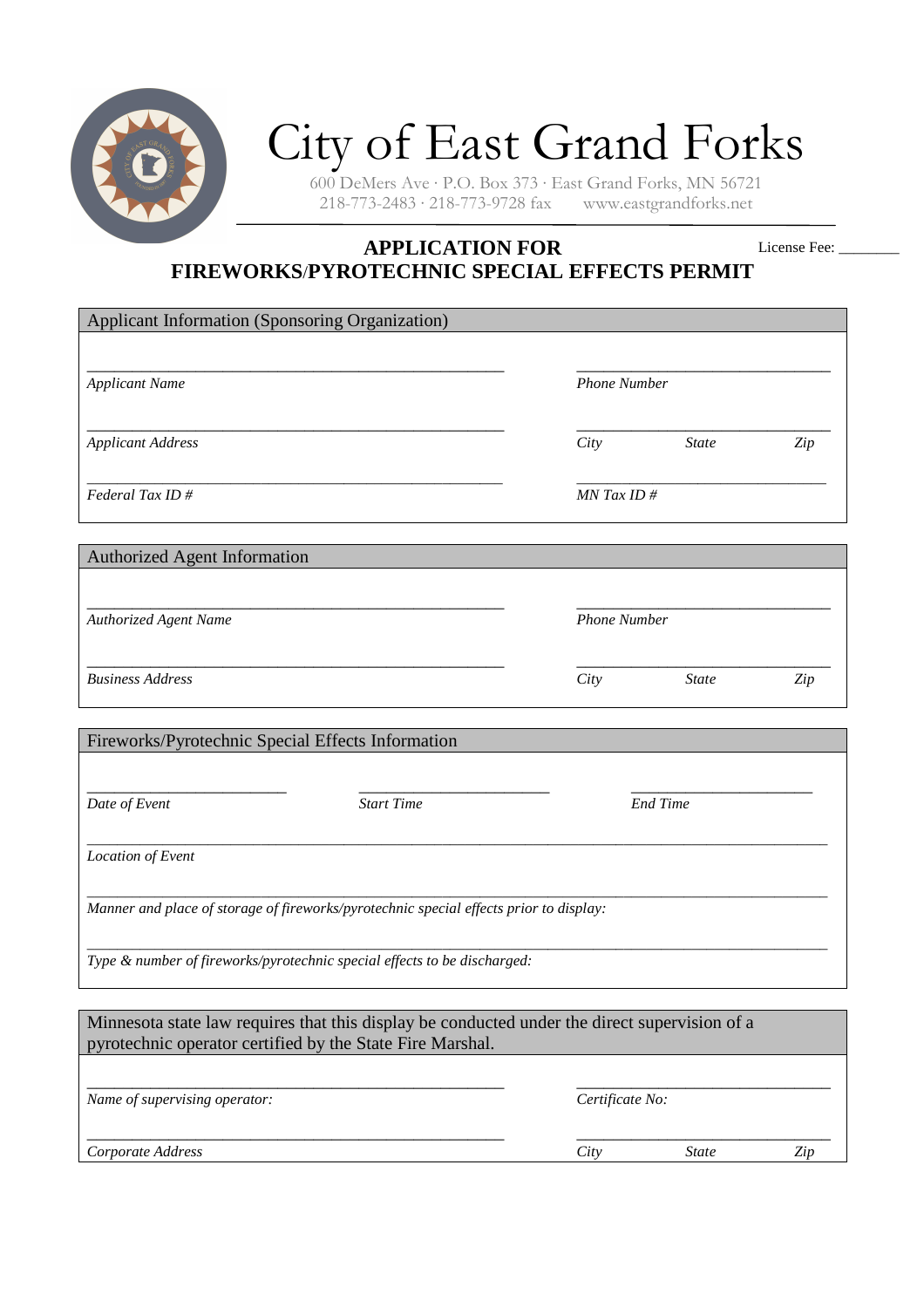# City of East Grand Forks

600 DeMers Ave · P.O. Box 373 · East Grand Forks, MN 56721
218-773-2483 · 218-773-9728 fax www.eastgrandforks.net

License Fee: ________

## APPLICATION FOR FIREWORKS/PYROTECHNIC SPECIAL EFFECTS PERMIT

### Applicant Information (Sponsoring Organization)

_______________________________________________ _______________________________

*Applicant Name* *Phone Number*

_______________________________________________ _______________________________

*Applicant Address* *City* *State* *Zip*

_______________________________________________ _______________________________

*Federal Tax ID #* *MN Tax ID #*

### Authorized Agent Information

_______________________________________________ _______________________________

*Authorized Agent Name* *Phone Number*

_______________________________________________ _______________________________

*Business Address* *City* *State* *Zip*

### Fireworks/Pyrotechnic Special Effects Information

________________________ ________________________ ________________________

*Date of Event* *Start Time* *End Time*

_____________________________________________________________________________________

*Location of Event*

_____________________________________________________________________________________

*Manner and place of storage of fireworks/pyrotechnic special effects prior to display:*

_____________________________________________________________________________________

*Type & number of fireworks/pyrotechnic special effects to be discharged:*

### Minnesota state law requires that this display be conducted under the direct supervision of a pyrotechnic operator certified by the State Fire Marshal.

_______________________________________________ _______________________________

*Name of supervising operator:* *Certificate No:*

_______________________________________________ _______________________________

*Corporate Address* *City* *State* *Zip*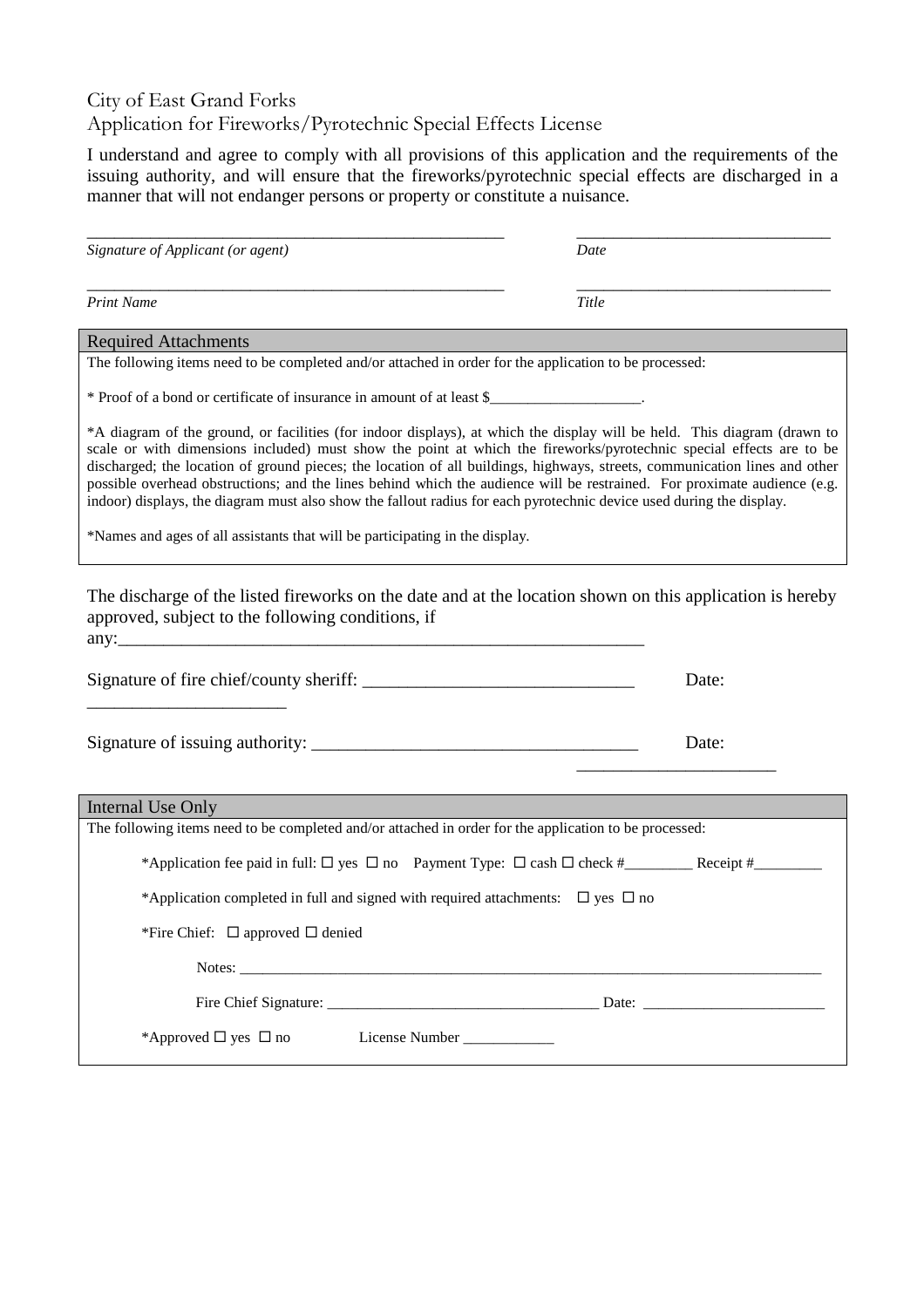City of East Grand Forks
Application for Fireworks/Pyrotechnic Special Effects License

I understand and agree to comply with all provisions of this application and the requirements of the issuing authority, and will ensure that the fireworks/pyrotechnic special effects are discharged in a manner that will not endanger persons or property or constitute a nuisance.

_____________________________________________________ _______________________________

*Signature of Applicant (or agent)* *Date*

_____________________________________________________ _______________________________

*Print Name* *Title*

## Required Attachments

The following items need to be completed and/or attached in order for the application to be processed:

* Proof of a bond or certificate of insurance in amount of at least $____________________.

*A diagram of the ground, or facilities (for indoor displays), at which the display will be held. This diagram (drawn to scale or with dimensions included) must show the point at which the fireworks/pyrotechnic special effects are to be discharged; the location of ground pieces; the location of all buildings, highways, streets, communication lines and other possible overhead obstructions; and the lines behind which the audience will be restrained. For proximate audience (e.g. indoor) displays, the diagram must also show the fallout radius for each pyrotechnic device used during the display.

*Names and ages of all assistants that will be participating in the display.

The discharge of the listed fireworks on the date and at the location shown on this application is hereby approved, subject to the following conditions, if any:_____________________________________________________________

Signature of fire chief/county sheriff: ______________________________ Date: ______________________

Signature of issuing authority: ___________________________________ Date: ______________________

## Internal Use Only

The following items need to be completed and/or attached in order for the application to be processed:

*Application fee paid in full: ☐ yes ☐ no Payment Type: ☐ cash ☐ check #_________ Receipt #_________

*Application completed in full and signed with required attachments: ☐ yes ☐ no

*Fire Chief: ☐ approved ☐ denied

Notes: ________________________________________________________________________________

Fire Chief Signature: ___________________________________ Date: ________________________

*Approved ☐ yes ☐ no License Number ____________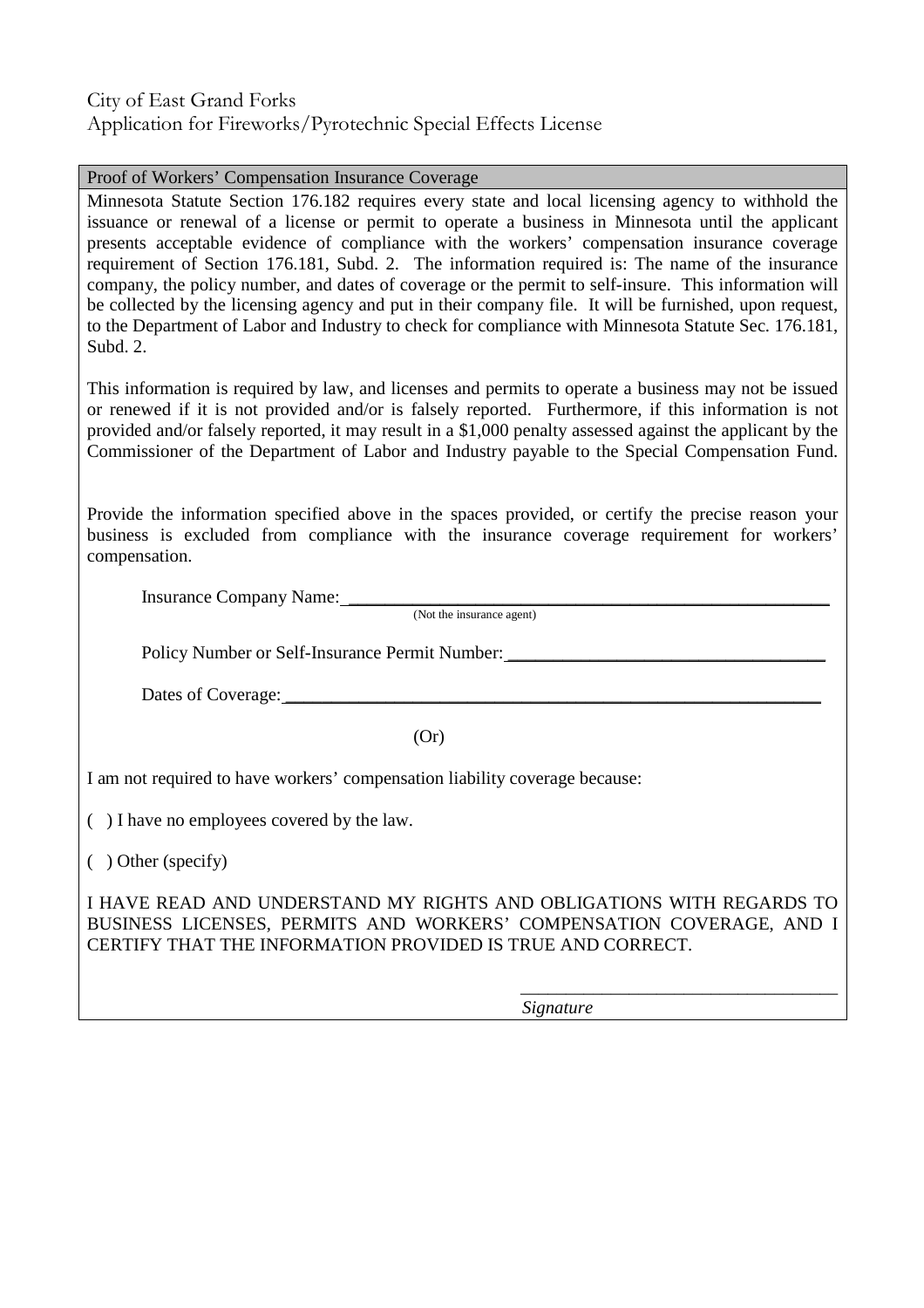City of East Grand Forks
Application for Fireworks/Pyrotechnic Special Effects License

## Proof of Workers' Compensation Insurance Coverage

Minnesota Statute Section 176.182 requires every state and local licensing agency to withhold the issuance or renewal of a license or permit to operate a business in Minnesota until the applicant presents acceptable evidence of compliance with the workers' compensation insurance coverage requirement of Section 176.181, Subd. 2. The information required is: The name of the insurance company, the policy number, and dates of coverage or the permit to self-insure. This information will be collected by the licensing agency and put in their company file. It will be furnished, upon request, to the Department of Labor and Industry to check for compliance with Minnesota Statute Sec. 176.181, Subd. 2.

This information is required by law, and licenses and permits to operate a business may not be issued or renewed if it is not provided and/or is falsely reported. Furthermore, if this information is not provided and/or falsely reported, it may result in a $1,000 penalty assessed against the applicant by the Commissioner of the Department of Labor and Industry payable to the Special Compensation Fund.

Provide the information specified above in the spaces provided, or certify the precise reason your business is excluded from compliance with the insurance coverage requirement for workers' compensation.

Insurance Company Name: ______________________________________________________
(Not the insurance agent)

Policy Number or Self-Insurance Permit Number: ___________________________________

Dates of Coverage: ____________________________________________________________

(Or)

I am not required to have workers' compensation liability coverage because:

( ) I have no employees covered by the law.

( ) Other (specify)

I HAVE READ AND UNDERSTAND MY RIGHTS AND OBLIGATIONS WITH REGARDS TO BUSINESS LICENSES, PERMITS AND WORKERS' COMPENSATION COVERAGE, AND I CERTIFY THAT THE INFORMATION PROVIDED IS TRUE AND CORRECT.

____________________________________
*Signature*